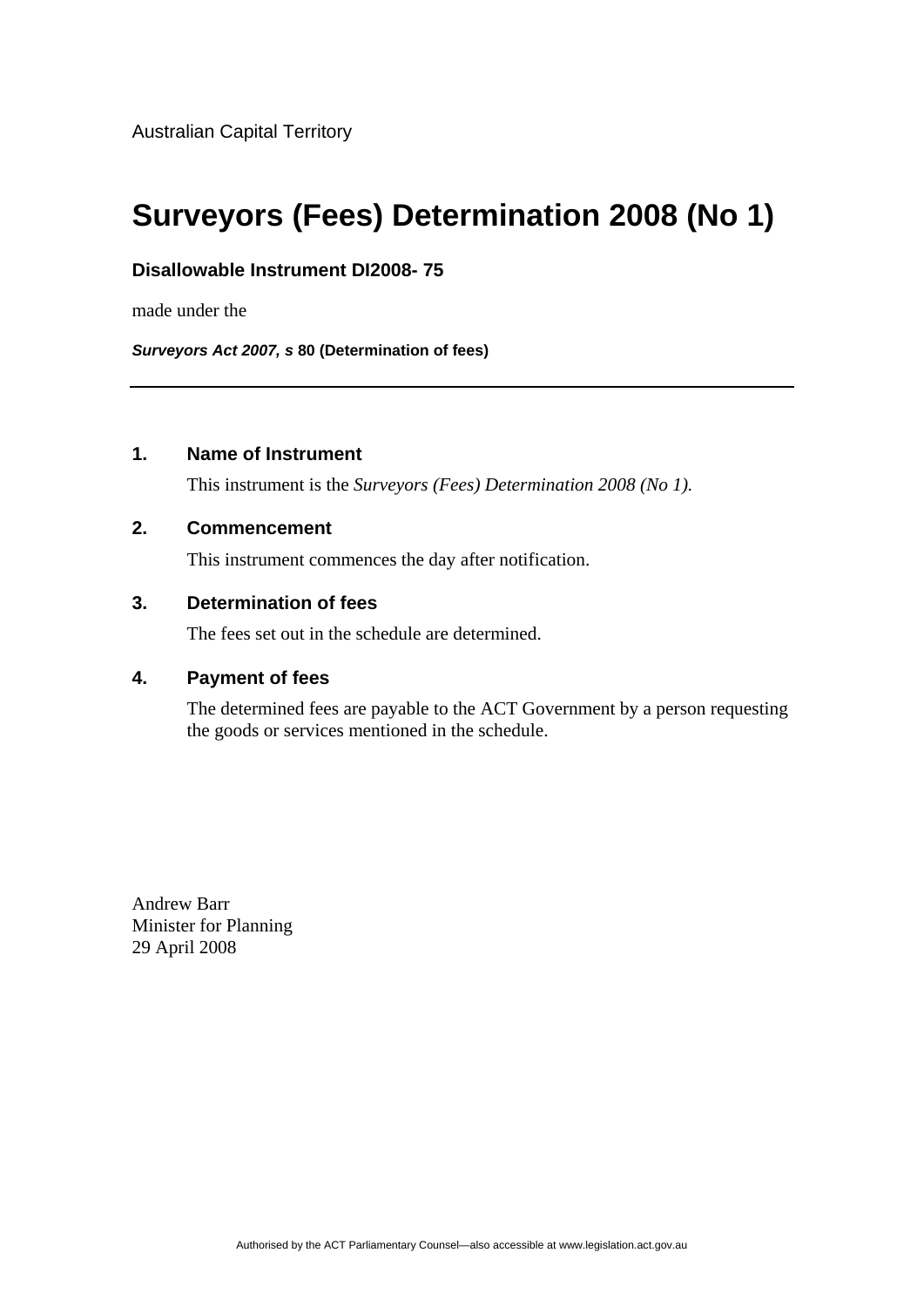Australian Capital Territory

# Surveyors (Fees) Determination 2008 (No 1)

**Disallowable Instrument DI2008- 75**

made under the

***Surveyors Act 2007, s*** **80 (Determination of fees)**

---

### 1. Name of Instrument

This instrument is the *Surveyors (Fees) Determination 2008 (No 1).*

### 2. Commencement

This instrument commences the day after notification.

### 3. Determination of fees

The fees set out in the schedule are determined.

### 4. Payment of fees

The determined fees are payable to the ACT Government by a person requesting the goods or services mentioned in the schedule.

Andrew Barr
Minister for Planning
29 April 2008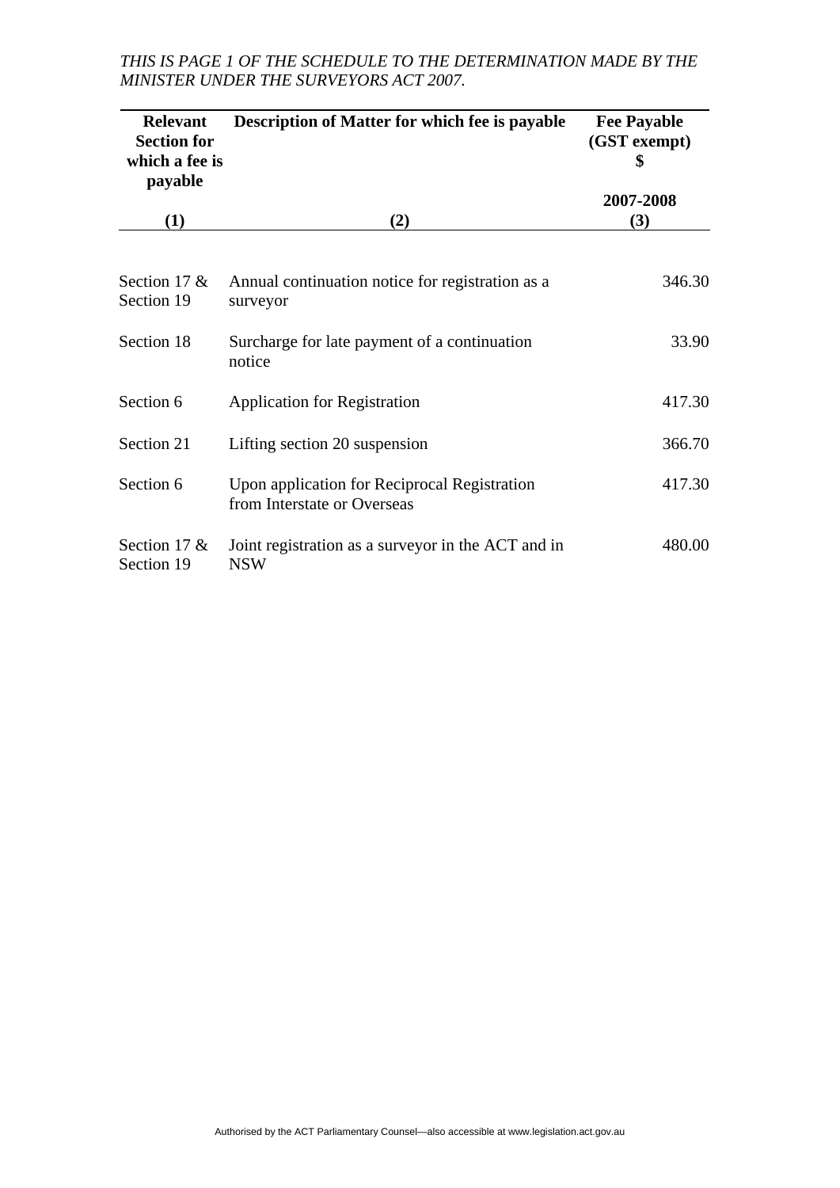*THIS IS PAGE 1 OF THE SCHEDULE TO THE DETERMINATION MADE BY THE MINISTER UNDER THE SURVEYORS ACT 2007.*

| **Relevant Section for which a fee is payable** (1) | **Description of Matter for which fee is payable** (2) | **Fee Payable (GST exempt) $** 2007-2008 (3) |
|---|---|---|
| Section 17 & Section 19 | Annual continuation notice for registration as a surveyor | 346.30 |
| Section 18 | Surcharge for late payment of a continuation notice | 33.90 |
| Section 6 | Application for Registration | 417.30 |
| Section 21 | Lifting section 20 suspension | 366.70 |
| Section 6 | Upon application for Reciprocal Registration from Interstate or Overseas | 417.30 |
| Section 17 & Section 19 | Joint registration as a surveyor in the ACT and in NSW | 480.00 |